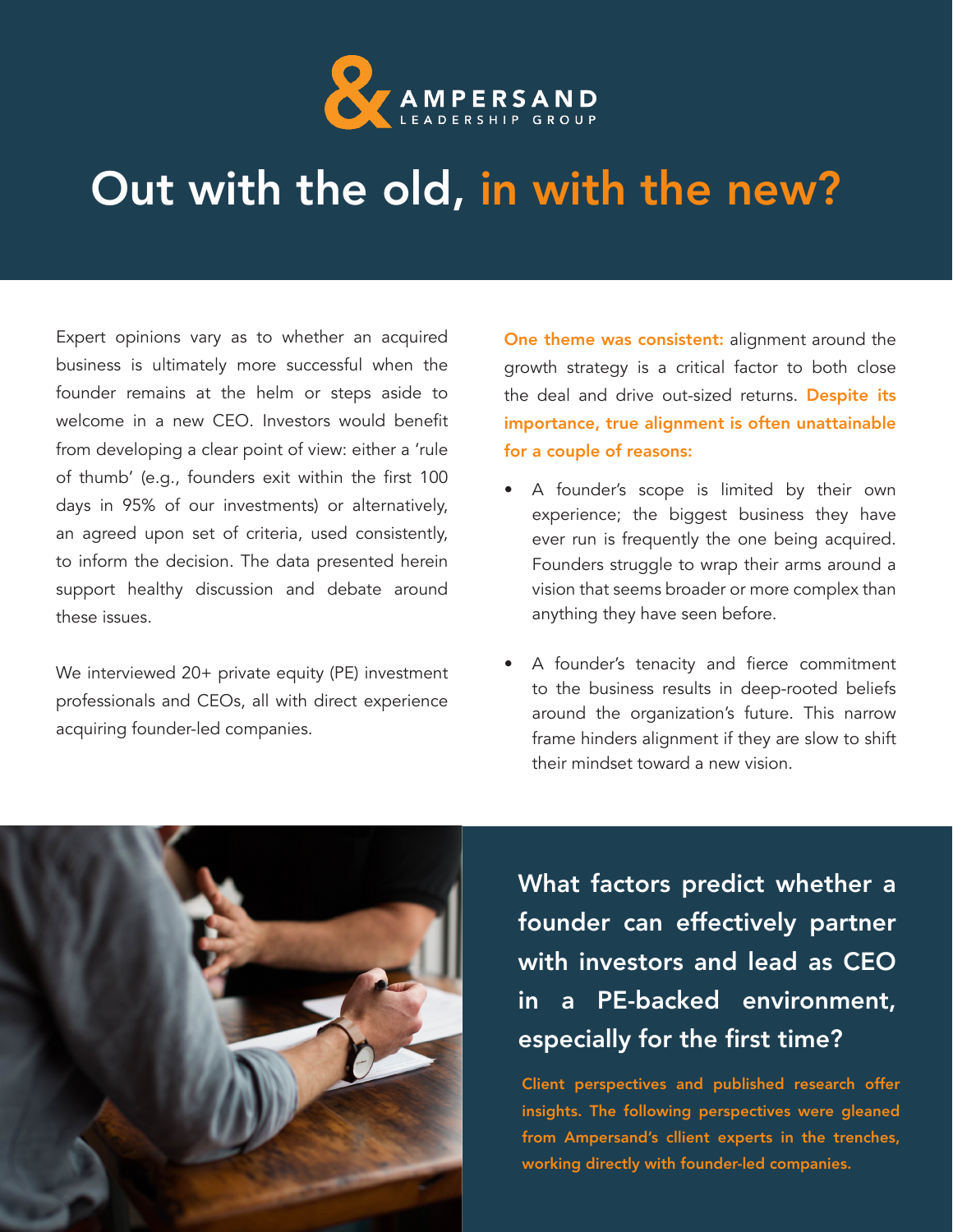AMPERSAND
LEADERSHIP GROUP

# Out with the old, in with the new?

Expert opinions vary as to whether an acquired business is ultimately more successful when the founder remains at the helm or steps aside to welcome in a new CEO. Investors would benefit from developing a clear point of view: either a 'rule of thumb' (e.g., founders exit within the first 100 days in 95% of our investments) or alternatively, an agreed upon set of criteria, used consistently, to inform the decision. The data presented herein support healthy discussion and debate around these issues.

We interviewed 20+ private equity (PE) investment professionals and CEOs, all with direct experience acquiring founder-led companies.

**One theme was consistent:** alignment around the growth strategy is a critical factor to both close the deal and drive out-sized returns. **Despite its importance, true alignment is often unattainable for a couple of reasons:**

- A founder's scope is limited by their own experience; the biggest business they have ever run is frequently the one being acquired. Founders struggle to wrap their arms around a vision that seems broader or more complex than anything they have seen before.
- A founder's tenacity and fierce commitment to the business results in deep-rooted beliefs around the organization's future. This narrow frame hinders alignment if they are slow to shift their mindset toward a new vision.

## What factors predict whether a founder can effectively partner with investors and lead as CEO in a PE-backed environment, especially for the first time?

**Client perspectives and published research offer insights. The following perspectives were gleaned from Ampersand's cllient experts in the trenches, working directly with founder-led companies.**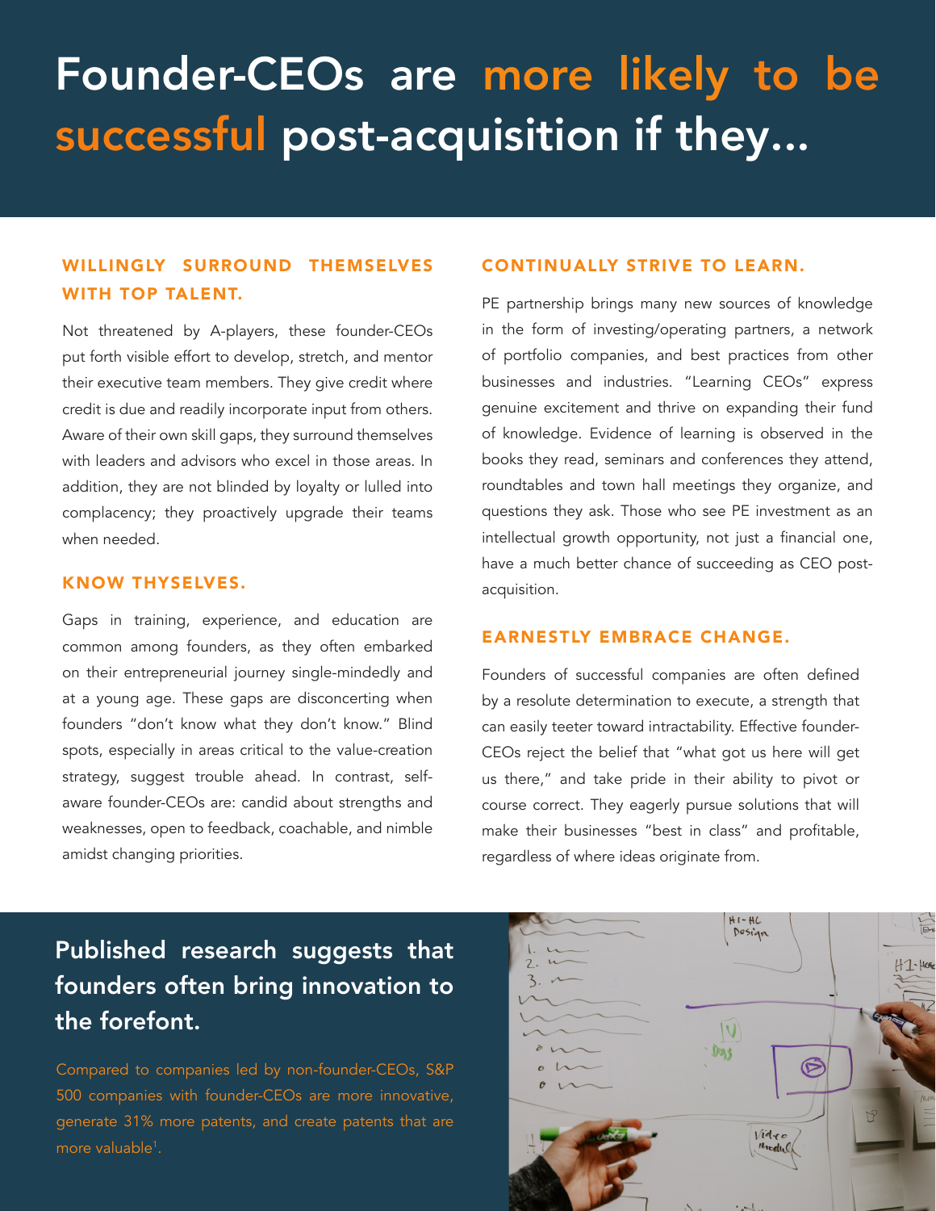# Founder-CEOs are more likely to be successful post-acquisition if they...

### WILLINGLY SURROUND THEMSELVES WITH TOP TALENT.

Not threatened by A-players, these founder-CEOs put forth visible effort to develop, stretch, and mentor their executive team members. They give credit where credit is due and readily incorporate input from others. Aware of their own skill gaps, they surround themselves with leaders and advisors who excel in those areas. In addition, they are not blinded by loyalty or lulled into complacency; they proactively upgrade their teams when needed.

### KNOW THYSELVES.

Gaps in training, experience, and education are common among founders, as they often embarked on their entrepreneurial journey single-mindedly and at a young age. These gaps are disconcerting when founders "don't know what they don't know." Blind spots, especially in areas critical to the value-creation strategy, suggest trouble ahead. In contrast, self-aware founder-CEOs are: candid about strengths and weaknesses, open to feedback, coachable, and nimble amidst changing priorities.

### CONTINUALLY STRIVE TO LEARN.

PE partnership brings many new sources of knowledge in the form of investing/operating partners, a network of portfolio companies, and best practices from other businesses and industries. "Learning CEOs" express genuine excitement and thrive on expanding their fund of knowledge. Evidence of learning is observed in the books they read, seminars and conferences they attend, roundtables and town hall meetings they organize, and questions they ask. Those who see PE investment as an intellectual growth opportunity, not just a financial one, have a much better chance of succeeding as CEO post-acquisition.

### EARNESTLY EMBRACE CHANGE.

Founders of successful companies are often defined by a resolute determination to execute, a strength that can easily teeter toward intractability. Effective founder-CEOs reject the belief that "what got us here will get us there," and take pride in their ability to pivot or course correct. They eagerly pursue solutions that will make their businesses "best in class" and profitable, regardless of where ideas originate from.

## Published research suggests that founders often bring innovation to the forefront.

Compared to companies led by non-founder-CEOs, S&P 500 companies with founder-CEOs are more innovative, generate 31% more patents, and create patents that are more valuable[1].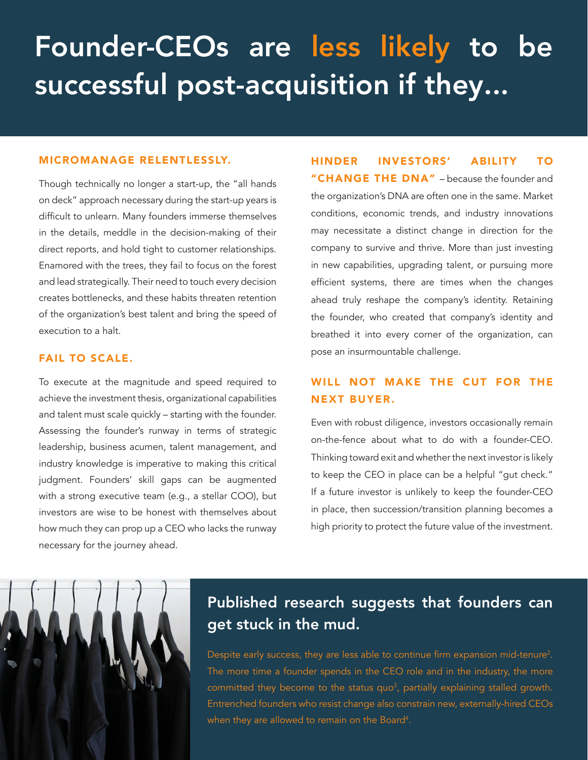# Founder-CEOs are less likely to be successful post-acquisition if they...

## MICROMANAGE RELENTLESSLY.

Though technically no longer a start-up, the "all hands on deck" approach necessary during the start-up years is difficult to unlearn. Many founders immerse themselves in the details, meddle in the decision-making of their direct reports, and hold tight to customer relationships. Enamored with the trees, they fail to focus on the forest and lead strategically. Their need to touch every decision creates bottlenecks, and these habits threaten retention of the organization's best talent and bring the speed of execution to a halt.

## FAIL TO SCALE.

To execute at the magnitude and speed required to achieve the investment thesis, organizational capabilities and talent must scale quickly – starting with the founder. Assessing the founder's runway in terms of strategic leadership, business acumen, talent management, and industry knowledge is imperative to making this critical judgment. Founders' skill gaps can be augmented with a strong executive team (e.g., a stellar COO), but investors are wise to be honest with themselves about how much they can prop up a CEO who lacks the runway necessary for the journey ahead.

**HINDER INVESTORS' ABILITY TO "CHANGE THE DNA"** – because the founder and the organization's DNA are often one in the same. Market conditions, economic trends, and industry innovations may necessitate a distinct change in direction for the company to survive and thrive. More than just investing in new capabilities, upgrading talent, or pursuing more efficient systems, there are times when the changes ahead truly reshape the company's identity. Retaining the founder, who created that company's identity and breathed it into every corner of the organization, can pose an insurmountable challenge.

## WILL NOT MAKE THE CUT FOR THE NEXT BUYER.

Even with robust diligence, investors occasionally remain on-the-fence about what to do with a founder-CEO. Thinking toward exit and whether the next investor is likely to keep the CEO in place can be a helpful "gut check." If a future investor is unlikely to keep the founder-CEO in place, then succession/transition planning becomes a high priority to protect the future value of the investment.

## Published research suggests that founders can get stuck in the mud.

Despite early success, they are less able to continue firm expansion mid-tenure[2]. The more time a founder spends in the CEO role and in the industry, the more committed they become to the status quo[3], partially explaining stalled growth. Entrenched founders who resist change also constrain new, externally-hired CEOs when they are allowed to remain on the Board[4].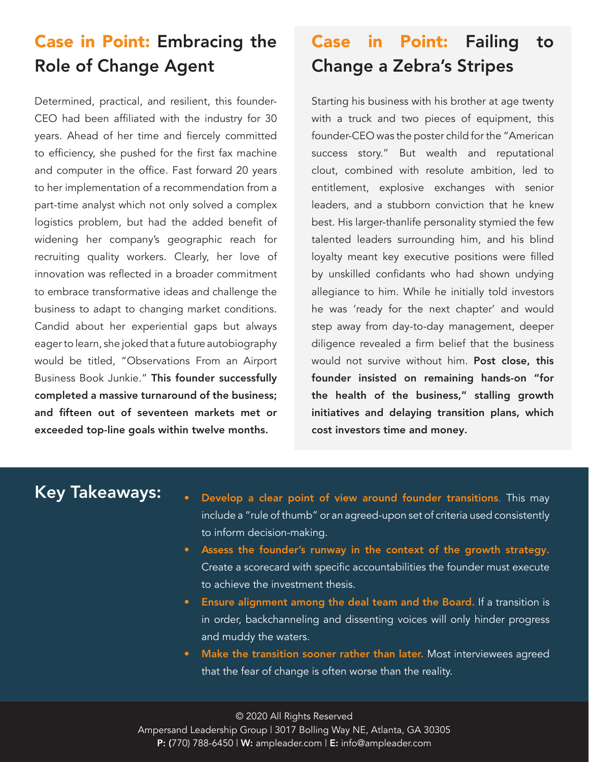## Case in Point: Embracing the Role of Change Agent

Determined, practical, and resilient, this founder-CEO had been affiliated with the industry for 30 years. Ahead of her time and fiercely committed to efficiency, she pushed for the first fax machine and computer in the office. Fast forward 20 years to her implementation of a recommendation from a part-time analyst which not only solved a complex logistics problem, but had the added benefit of widening her company's geographic reach for recruiting quality workers. Clearly, her love of innovation was reflected in a broader commitment to embrace transformative ideas and challenge the business to adapt to changing market conditions. Candid about her experiential gaps but always eager to learn, she joked that a future autobiography would be titled, "Observations From an Airport Business Book Junkie." **This founder successfully completed a massive turnaround of the business; and fifteen out of seventeen markets met or exceeded top-line goals within twelve months.**

## Case in Point: Failing to Change a Zebra's Stripes

Starting his business with his brother at age twenty with a truck and two pieces of equipment, this founder-CEO was the poster child for the "American success story." But wealth and reputational clout, combined with resolute ambition, led to entitlement, explosive exchanges with senior leaders, and a stubborn conviction that he knew best. His larger-thanlife personality stymied the few talented leaders surrounding him, and his blind loyalty meant key executive positions were filled by unskilled confidants who had shown undying allegiance to him. While he initially told investors he was 'ready for the next chapter' and would step away from day-to-day management, deeper diligence revealed a firm belief that the business would not survive without him. **Post close, this founder insisted on remaining hands-on "for the health of the business," stalling growth initiatives and delaying transition plans, which cost investors time and money.**

## Key Takeaways:

- **Develop a clear point of view around founder transitions.** This may include a "rule of thumb" or an agreed-upon set of criteria used consistently to inform decision-making.
- **Assess the founder's runway in the context of the growth strategy.** Create a scorecard with specific accountabilities the founder must execute to achieve the investment thesis.
- **Ensure alignment among the deal team and the Board.** If a transition is in order, backchanneling and dissenting voices will only hinder progress and muddy the waters.
- **Make the transition sooner rather than later.** Most interviewees agreed that the fear of change is often worse than the reality.

© 2020 All Rights Reserved
Ampersand Leadership Group | 3017 Bolling Way NE, Atlanta, GA 30305
**P:** (770) 788-6450 | **W:** ampleader.com | **E:** info@ampleader.com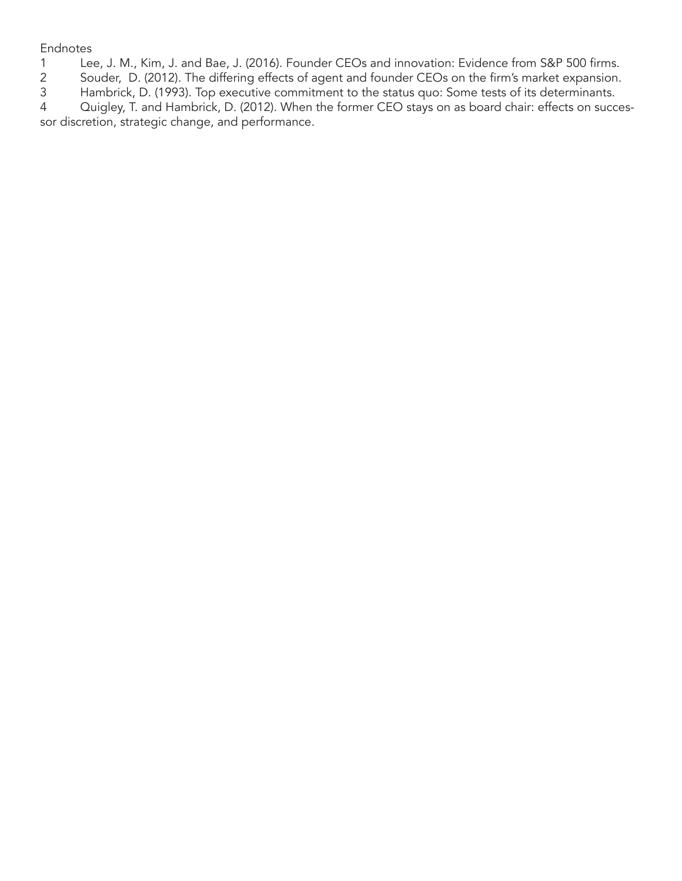Endnotes

1. Lee, J. M., Kim, J. and Bae, J. (2016). Founder CEOs and innovation: Evidence from S&P 500 firms.
2. Souder, D. (2012). The differing effects of agent and founder CEOs on the firm's market expansion.
3. Hambrick, D. (1993). Top executive commitment to the status quo: Some tests of its determinants.
4. Quigley, T. and Hambrick, D. (2012). When the former CEO stays on as board chair: effects on successor discretion, strategic change, and performance.